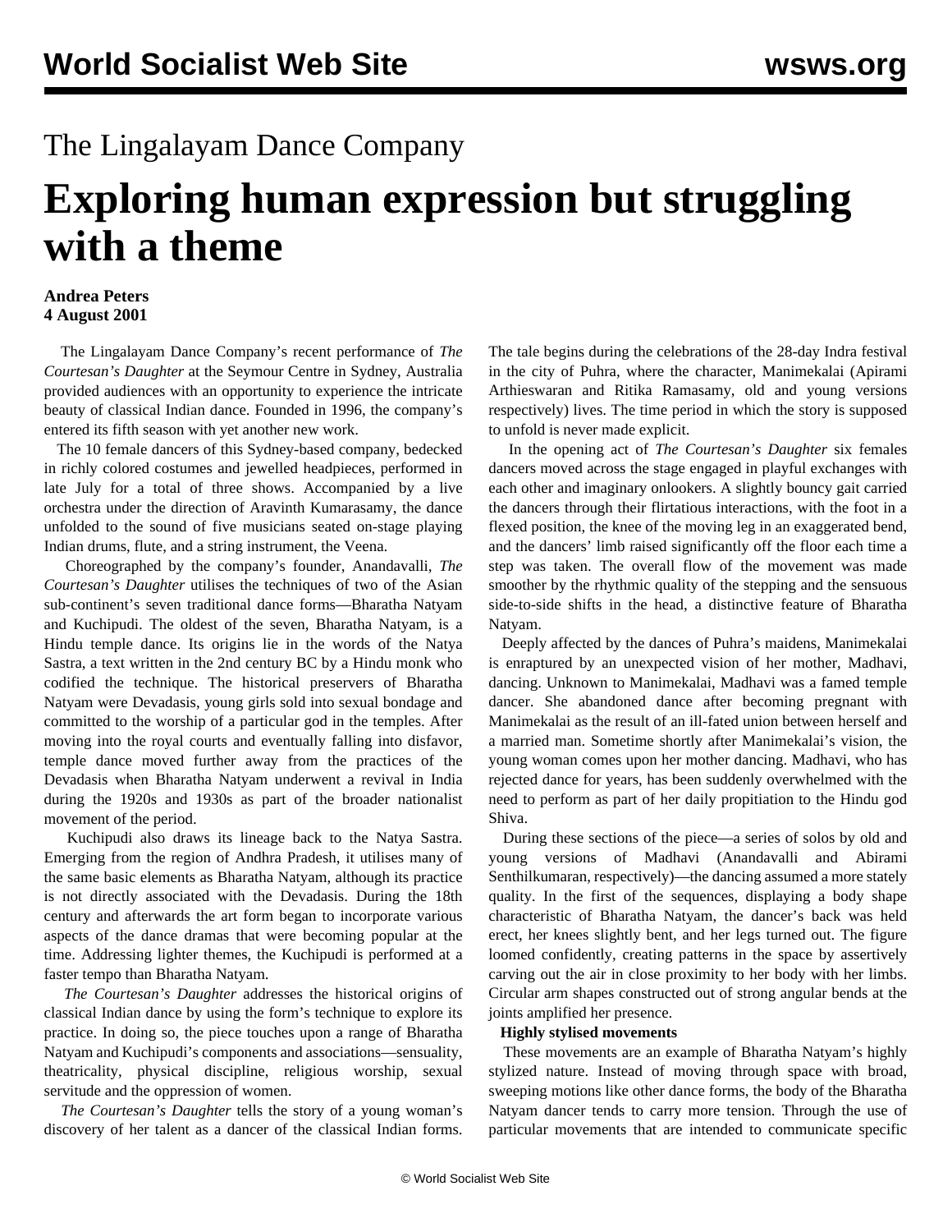# The Lingalayam Dance Company

# Exploring human expression but struggling with a theme

**Andrea Peters**
**4 August 2001**

The Lingalayam Dance Company's recent performance of *The Courtesan's Daughter* at the Seymour Centre in Sydney, Australia provided audiences with an opportunity to experience the intricate beauty of classical Indian dance. Founded in 1996, the company's entered its fifth season with yet another new work.

The 10 female dancers of this Sydney-based company, bedecked in richly colored costumes and jewelled headpieces, performed in late July for a total of three shows. Accompanied by a live orchestra under the direction of Aravinth Kumarasamy, the dance unfolded to the sound of five musicians seated on-stage playing Indian drums, flute, and a string instrument, the Veena.

Choreographed by the company's founder, Anandavalli, *The Courtesan's Daughter* utilises the techniques of two of the Asian sub-continent's seven traditional dance forms—Bharatha Natyam and Kuchipudi. The oldest of the seven, Bharatha Natyam, is a Hindu temple dance. Its origins lie in the words of the Natya Sastra, a text written in the 2nd century BC by a Hindu monk who codified the technique. The historical preservers of Bharatha Natyam were Devadasis, young girls sold into sexual bondage and committed to the worship of a particular god in the temples. After moving into the royal courts and eventually falling into disfavor, temple dance moved further away from the practices of the Devadasis when Bharatha Natyam underwent a revival in India during the 1920s and 1930s as part of the broader nationalist movement of the period.

Kuchipudi also draws its lineage back to the Natya Sastra. Emerging from the region of Andhra Pradesh, it utilises many of the same basic elements as Bharatha Natyam, although its practice is not directly associated with the Devadasis. During the 18th century and afterwards the art form began to incorporate various aspects of the dance dramas that were becoming popular at the time. Addressing lighter themes, the Kuchipudi is performed at a faster tempo than Bharatha Natyam.

*The Courtesan's Daughter* addresses the historical origins of classical Indian dance by using the form's technique to explore its practice. In doing so, the piece touches upon a range of Bharatha Natyam and Kuchipudi's components and associations—sensuality, theatricality, physical discipline, religious worship, sexual servitude and the oppression of women.

*The Courtesan's Daughter* tells the story of a young woman's discovery of her talent as a dancer of the classical Indian forms. The tale begins during the celebrations of the 28-day Indra festival in the city of Puhra, where the character, Manimekalai (Apirami Arthieswaran and Ritika Ramasamy, old and young versions respectively) lives. The time period in which the story is supposed to unfold is never made explicit.

In the opening act of *The Courtesan's Daughter* six females dancers moved across the stage engaged in playful exchanges with each other and imaginary onlookers. A slightly bouncy gait carried the dancers through their flirtatious interactions, with the foot in a flexed position, the knee of the moving leg in an exaggerated bend, and the dancers' limb raised significantly off the floor each time a step was taken. The overall flow of the movement was made smoother by the rhythmic quality of the stepping and the sensuous side-to-side shifts in the head, a distinctive feature of Bharatha Natyam.

Deeply affected by the dances of Puhra's maidens, Manimekalai is enraptured by an unexpected vision of her mother, Madhavi, dancing. Unknown to Manimekalai, Madhavi was a famed temple dancer. She abandoned dance after becoming pregnant with Manimekalai as the result of an ill-fated union between herself and a married man. Sometime shortly after Manimekalai's vision, the young woman comes upon her mother dancing. Madhavi, who has rejected dance for years, has been suddenly overwhelmed with the need to perform as part of her daily propitiation to the Hindu god Shiva.

During these sections of the piece—a series of solos by old and young versions of Madhavi (Anandavalli and Abirami Senthilkumaran, respectively)—the dancing assumed a more stately quality. In the first of the sequences, displaying a body shape characteristic of Bharatha Natyam, the dancer's back was held erect, her knees slightly bent, and her legs turned out. The figure loomed confidently, creating patterns in the space by assertively carving out the air in close proximity to her body with her limbs. Circular arm shapes constructed out of strong angular bends at the joints amplified her presence.

**Highly stylised movements**

These movements are an example of Bharatha Natyam's highly stylized nature. Instead of moving through space with broad, sweeping motions like other dance forms, the body of the Bharatha Natyam dancer tends to carry more tension. Through the use of particular movements that are intended to communicate specific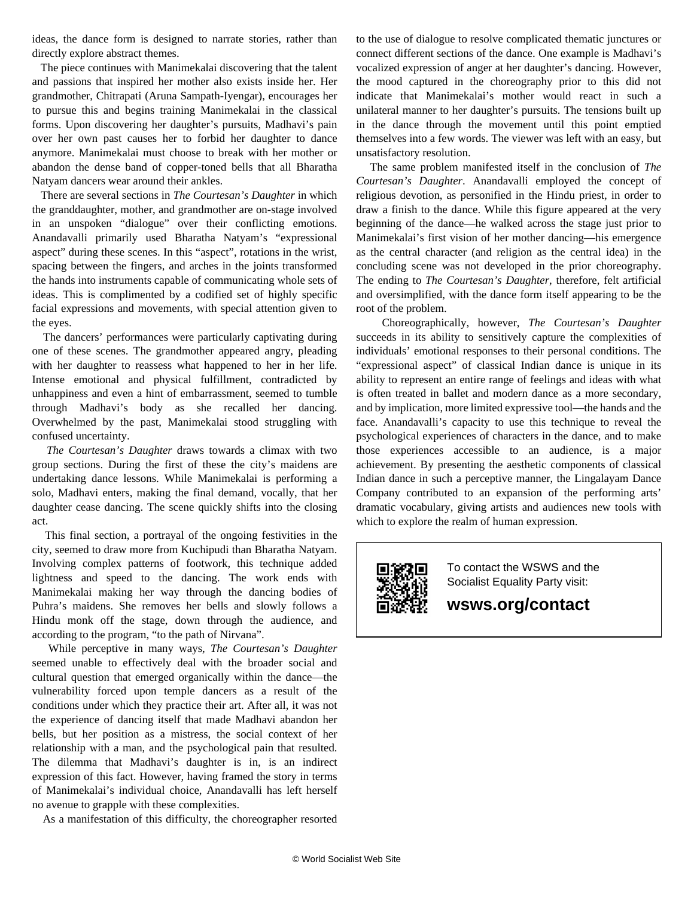ideas, the dance form is designed to narrate stories, rather than directly explore abstract themes.

The piece continues with Manimekalai discovering that the talent and passions that inspired her mother also exists inside her. Her grandmother, Chitrapati (Aruna Sampath-Iyengar), encourages her to pursue this and begins training Manimekalai in the classical forms. Upon discovering her daughter's pursuits, Madhavi's pain over her own past causes her to forbid her daughter to dance anymore. Manimekalai must choose to break with her mother or abandon the dense band of copper-toned bells that all Bharatha Natyam dancers wear around their ankles.

There are several sections in *The Courtesan's Daughter* in which the granddaughter, mother, and grandmother are on-stage involved in an unspoken "dialogue" over their conflicting emotions. Anandavalli primarily used Bharatha Natyam's "expressional aspect" during these scenes. In this "aspect", rotations in the wrist, spacing between the fingers, and arches in the joints transformed the hands into instruments capable of communicating whole sets of ideas. This is complimented by a codified set of highly specific facial expressions and movements, with special attention given to the eyes.

The dancers' performances were particularly captivating during one of these scenes. The grandmother appeared angry, pleading with her daughter to reassess what happened to her in her life. Intense emotional and physical fulfillment, contradicted by unhappiness and even a hint of embarrassment, seemed to tumble through Madhavi's body as she recalled her dancing. Overwhelmed by the past, Manimekalai stood struggling with confused uncertainty.

*The Courtesan's Daughter* draws towards a climax with two group sections. During the first of these the city's maidens are undertaking dance lessons. While Manimekalai is performing a solo, Madhavi enters, making the final demand, vocally, that her daughter cease dancing. The scene quickly shifts into the closing act.

This final section, a portrayal of the ongoing festivities in the city, seemed to draw more from Kuchipudi than Bharatha Natyam. Involving complex patterns of footwork, this technique added lightness and speed to the dancing. The work ends with Manimekalai making her way through the dancing bodies of Puhra's maidens. She removes her bells and slowly follows a Hindu monk off the stage, down through the audience, and according to the program, "to the path of Nirvana".

While perceptive in many ways, *The Courtesan's Daughter* seemed unable to effectively deal with the broader social and cultural question that emerged organically within the dance—the vulnerability forced upon temple dancers as a result of the conditions under which they practice their art. After all, it was not the experience of dancing itself that made Madhavi abandon her bells, but her position as a mistress, the social context of her relationship with a man, and the psychological pain that resulted. The dilemma that Madhavi's daughter is in, is an indirect expression of this fact. However, having framed the story in terms of Manimekalai's individual choice, Anandavalli has left herself no avenue to grapple with these complexities.

As a manifestation of this difficulty, the choreographer resorted to the use of dialogue to resolve complicated thematic junctures or connect different sections of the dance. One example is Madhavi's vocalized expression of anger at her daughter's dancing. However, the mood captured in the choreography prior to this did not indicate that Manimekalai's mother would react in such a unilateral manner to her daughter's pursuits. The tensions built up in the dance through the movement until this point emptied themselves into a few words. The viewer was left with an easy, but unsatisfactory resolution.

The same problem manifested itself in the conclusion of *The Courtesan's Daughter*. Anandavalli employed the concept of religious devotion, as personified in the Hindu priest, in order to draw a finish to the dance. While this figure appeared at the very beginning of the dance—he walked across the stage just prior to Manimekalai's first vision of her mother dancing—his emergence as the central character (and religion as the central idea) in the concluding scene was not developed in the prior choreography. The ending to *The Courtesan's Daughter*, therefore, felt artificial and oversimplified, with the dance form itself appearing to be the root of the problem.

Choreographically, however, *The Courtesan's Daughter* succeeds in its ability to sensitively capture the complexities of individuals' emotional responses to their personal conditions. The "expressional aspect" of classical Indian dance is unique in its ability to represent an entire range of feelings and ideas with what is often treated in ballet and modern dance as a more secondary, and by implication, more limited expressive tool—the hands and the face. Anandavalli's capacity to use this technique to reveal the psychological experiences of characters in the dance, and to make those experiences accessible to an audience, is a major achievement. By presenting the aesthetic components of classical Indian dance in such a perceptive manner, the Lingalayam Dance Company contributed to an expansion of the performing arts' dramatic vocabulary, giving artists and audiences new tools with which to explore the realm of human expression.

To contact the WSWS and the Socialist Equality Party visit:

**wsws.org/contact**